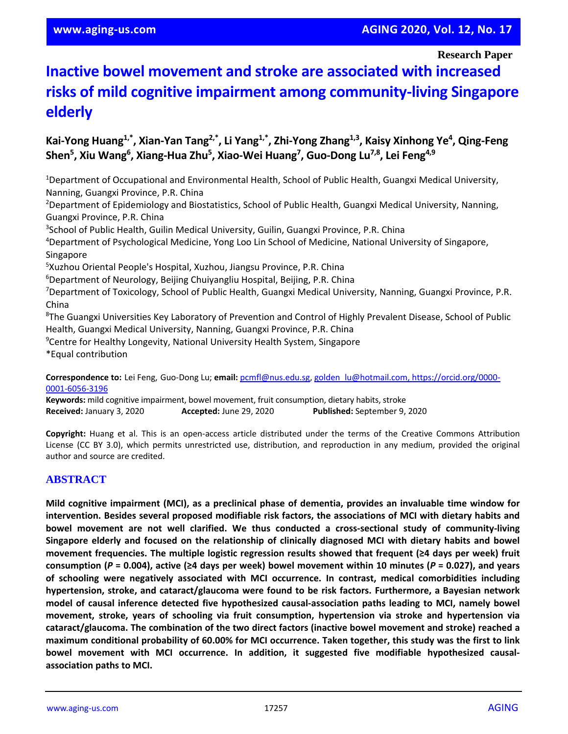Research Paper

# Inactive bowel movement and stroke are associated with increased risks of mild cognitive impairment among community-living Singapore elderly

**Kai-Yong Huang[1,*], Xian-Yan Tang[2,*], Li Yang[1,*], Zhi-Yong Zhang[1,3], Kaisy Xinhong Ye[4], Qing-Feng Shen[5], Xiu Wang[6], Xiang-Hua Zhu[5], Xiao-Wei Huang[7], Guo-Dong Lu[7,8], Lei Feng[4,9]**

[1]Department of Occupational and Environmental Health, School of Public Health, Guangxi Medical University, Nanning, Guangxi Province, P.R. China
[2]Department of Epidemiology and Biostatistics, School of Public Health, Guangxi Medical University, Nanning, Guangxi Province, P.R. China
[3]School of Public Health, Guilin Medical University, Guilin, Guangxi Province, P.R. China
[4]Department of Psychological Medicine, Yong Loo Lin School of Medicine, National University of Singapore, Singapore
[5]Xuzhou Oriental People's Hospital, Xuzhou, Jiangsu Province, P.R. China
[6]Department of Neurology, Beijing Chuiyangliu Hospital, Beijing, P.R. China
[7]Department of Toxicology, School of Public Health, Guangxi Medical University, Nanning, Guangxi Province, P.R. China
[8]The Guangxi Universities Key Laboratory of Prevention and Control of Highly Prevalent Disease, School of Public Health, Guangxi Medical University, Nanning, Guangxi Province, P.R. China
[9]Centre for Healthy Longevity, National University Health System, Singapore
*Equal contribution

**Correspondence to:** Lei Feng, Guo-Dong Lu; **email:** pcmfl@nus.edu.sg, golden_lu@hotmail.com, https://orcid.org/0000-0001-6056-3196
**Keywords:** mild cognitive impairment, bowel movement, fruit consumption, dietary habits, stroke
**Received:** January 3, 2020 **Accepted:** June 29, 2020 **Published:** September 9, 2020

**Copyright:** Huang et al. This is an open-access article distributed under the terms of the Creative Commons Attribution License (CC BY 3.0), which permits unrestricted use, distribution, and reproduction in any medium, provided the original author and source are credited.

## ABSTRACT

**Mild cognitive impairment (MCI), as a preclinical phase of dementia, provides an invaluable time window for intervention. Besides several proposed modifiable risk factors, the associations of MCI with dietary habits and bowel movement are not well clarified. We thus conducted a cross-sectional study of community-living Singapore elderly and focused on the relationship of clinically diagnosed MCI with dietary habits and bowel movement frequencies. The multiple logistic regression results showed that frequent (≥4 days per week) fruit consumption (*P* = 0.004), active (≥4 days per week) bowel movement within 10 minutes (*P* = 0.027), and years of schooling were negatively associated with MCI occurrence. In contrast, medical comorbidities including hypertension, stroke, and cataract/glaucoma were found to be risk factors. Furthermore, a Bayesian network model of causal inference detected five hypothesized causal-association paths leading to MCI, namely bowel movement, stroke, years of schooling via fruit consumption, hypertension via stroke and hypertension via cataract/glaucoma. The combination of the two direct factors (inactive bowel movement and stroke) reached a maximum conditional probability of 60.00% for MCI occurrence. Taken together, this study was the first to link bowel movement with MCI occurrence. In addition, it suggested five modifiable hypothesized causal-association paths to MCI.**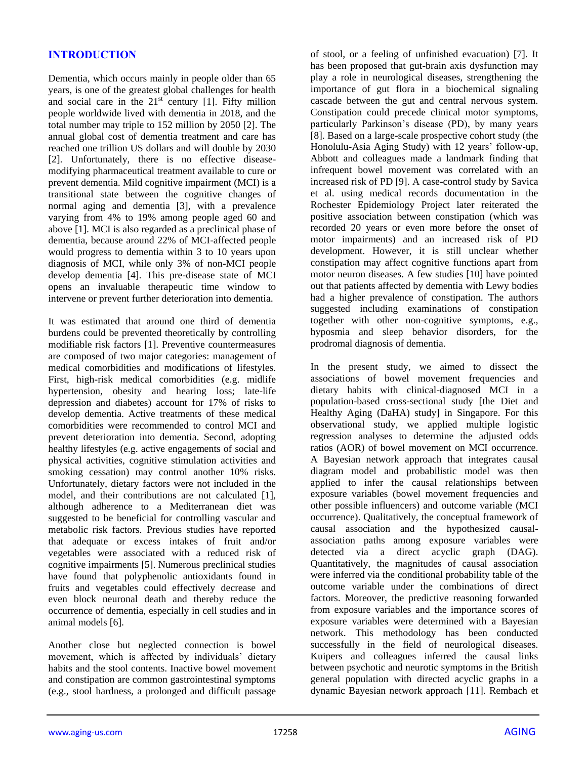## INTRODUCTION

Dementia, which occurs mainly in people older than 65 years, is one of the greatest global challenges for health and social care in the $21^{st}$ century [1]. Fifty million people worldwide lived with dementia in 2018, and the total number may triple to 152 million by 2050 [2]. The annual global cost of dementia treatment and care has reached one trillion US dollars and will double by 2030 [2]. Unfortunately, there is no effective disease-modifying pharmaceutical treatment available to cure or prevent dementia. Mild cognitive impairment (MCI) is a transitional state between the cognitive changes of normal aging and dementia [3], with a prevalence varying from 4% to 19% among people aged 60 and above [1]. MCI is also regarded as a preclinical phase of dementia, because around 22% of MCI-affected people would progress to dementia within 3 to 10 years upon diagnosis of MCI, while only 3% of non-MCI people develop dementia [4]. This pre-disease state of MCI opens an invaluable therapeutic time window to intervene or prevent further deterioration into dementia.

It was estimated that around one third of dementia burdens could be prevented theoretically by controlling modifiable risk factors [1]. Preventive countermeasures are composed of two major categories: management of medical comorbidities and modifications of lifestyles. First, high-risk medical comorbidities (e.g. midlife hypertension, obesity and hearing loss; late-life depression and diabetes) account for 17% of risks to develop dementia. Active treatments of these medical comorbidities were recommended to control MCI and prevent deterioration into dementia. Second, adopting healthy lifestyles (e.g. active engagements of social and physical activities, cognitive stimulation activities and smoking cessation) may control another 10% risks. Unfortunately, dietary factors were not included in the model, and their contributions are not calculated [1], although adherence to a Mediterranean diet was suggested to be beneficial for controlling vascular and metabolic risk factors. Previous studies have reported that adequate or excess intakes of fruit and/or vegetables were associated with a reduced risk of cognitive impairments [5]. Numerous preclinical studies have found that polyphenolic antioxidants found in fruits and vegetables could effectively decrease and even block neuronal death and thereby reduce the occurrence of dementia, especially in cell studies and in animal models [6].

Another close but neglected connection is bowel movement, which is affected by individuals' dietary habits and the stool contents. Inactive bowel movement and constipation are common gastrointestinal symptoms (e.g., stool hardness, a prolonged and difficult passage of stool, or a feeling of unfinished evacuation) [7]. It has been proposed that gut-brain axis dysfunction may play a role in neurological diseases, strengthening the importance of gut flora in a biochemical signaling cascade between the gut and central nervous system. Constipation could precede clinical motor symptoms, particularly Parkinson's disease (PD), by many years [8]. Based on a large-scale prospective cohort study (the Honolulu-Asia Aging Study) with 12 years' follow-up, Abbott and colleagues made a landmark finding that infrequent bowel movement was correlated with an increased risk of PD [9]. A case-control study by Savica et al. using medical records documentation in the Rochester Epidemiology Project later reiterated the positive association between constipation (which was recorded 20 years or even more before the onset of motor impairments) and an increased risk of PD development. However, it is still unclear whether constipation may affect cognitive functions apart from motor neuron diseases. A few studies [10] have pointed out that patients affected by dementia with Lewy bodies had a higher prevalence of constipation. The authors suggested including examinations of constipation together with other non-cognitive symptoms, e.g., hyposmia and sleep behavior disorders, for the prodromal diagnosis of dementia.

In the present study, we aimed to dissect the associations of bowel movement frequencies and dietary habits with clinical-diagnosed MCI in a population-based cross-sectional study [the Diet and Healthy Aging (DaHA) study] in Singapore. For this observational study, we applied multiple logistic regression analyses to determine the adjusted odds ratios (AOR) of bowel movement on MCI occurrence. A Bayesian network approach that integrates causal diagram model and probabilistic model was then applied to infer the causal relationships between exposure variables (bowel movement frequencies and other possible influencers) and outcome variable (MCI occurrence). Qualitatively, the conceptual framework of causal association and the hypothesized causal-association paths among exposure variables were detected via a direct acyclic graph (DAG). Quantitatively, the magnitudes of causal association were inferred via the conditional probability table of the outcome variable under the combinations of direct factors. Moreover, the predictive reasoning forwarded from exposure variables and the importance scores of exposure variables were determined with a Bayesian network. This methodology has been conducted successfully in the field of neurological diseases. Kuipers and colleagues inferred the causal links between psychotic and neurotic symptoms in the British general population with directed acyclic graphs in a dynamic Bayesian network approach [11]. Rembach et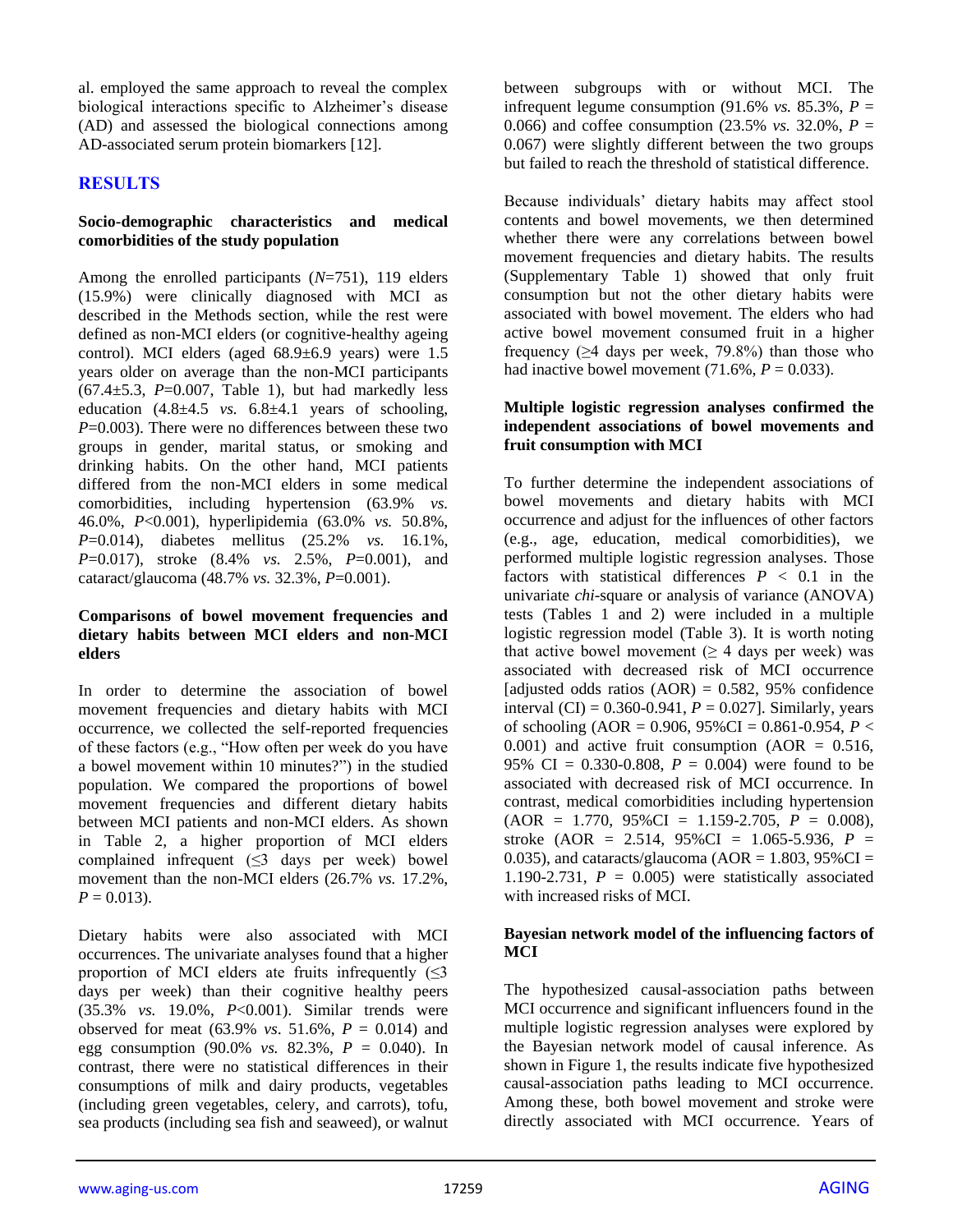al. employed the same approach to reveal the complex biological interactions specific to Alzheimer's disease (AD) and assessed the biological connections among AD-associated serum protein biomarkers [12].

## RESULTS

### Socio-demographic characteristics and medical comorbidities of the study population

Among the enrolled participants (*N*=751), 119 elders (15.9%) were clinically diagnosed with MCI as described in the Methods section, while the rest were defined as non-MCI elders (or cognitive-healthy ageing control). MCI elders (aged 68.9±6.9 years) were 1.5 years older on average than the non-MCI participants (67.4±5.3, *P*=0.007, Table 1), but had markedly less education (4.8±4.5 *vs.* 6.8±4.1 years of schooling, *P*=0.003). There were no differences between these two groups in gender, marital status, or smoking and drinking habits. On the other hand, MCI patients differed from the non-MCI elders in some medical comorbidities, including hypertension (63.9% *vs.* 46.0%, *P*<0.001), hyperlipidemia (63.0% *vs.* 50.8%, *P*=0.014), diabetes mellitus (25.2% *vs.* 16.1%, *P*=0.017), stroke (8.4% *vs.* 2.5%, *P*=0.001), and cataract/glaucoma (48.7% *vs.* 32.3%, *P*=0.001).

### Comparisons of bowel movement frequencies and dietary habits between MCI elders and non-MCI elders

In order to determine the association of bowel movement frequencies and dietary habits with MCI occurrence, we collected the self-reported frequencies of these factors (e.g., "How often per week do you have a bowel movement within 10 minutes?") in the studied population. We compared the proportions of bowel movement frequencies and different dietary habits between MCI patients and non-MCI elders. As shown in Table 2, a higher proportion of MCI elders complained infrequent (≤3 days per week) bowel movement than the non-MCI elders (26.7% *vs.* 17.2%, *P* = 0.013).

Dietary habits were also associated with MCI occurrences. The univariate analyses found that a higher proportion of MCI elders ate fruits infrequently (≤3 days per week) than their cognitive healthy peers (35.3% *vs.* 19.0%, *P*<0.001). Similar trends were observed for meat (63.9% *vs*. 51.6%, *P* = 0.014) and egg consumption (90.0% *vs.* 82.3%, *P* = 0.040). In contrast, there were no statistical differences in their consumptions of milk and dairy products, vegetables (including green vegetables, celery, and carrots), tofu, sea products (including sea fish and seaweed), or walnut between subgroups with or without MCI. The infrequent legume consumption (91.6% *vs.* 85.3%, *P* = 0.066) and coffee consumption (23.5% *vs.* 32.0%, *P* = 0.067) were slightly different between the two groups but failed to reach the threshold of statistical difference.

Because individuals' dietary habits may affect stool contents and bowel movements, we then determined whether there were any correlations between bowel movement frequencies and dietary habits. The results (Supplementary Table 1) showed that only fruit consumption but not the other dietary habits were associated with bowel movement. The elders who had active bowel movement consumed fruit in a higher frequency (≥4 days per week, 79.8%) than those who had inactive bowel movement (71.6%, *P* = 0.033).

### Multiple logistic regression analyses confirmed the independent associations of bowel movements and fruit consumption with MCI

To further determine the independent associations of bowel movements and dietary habits with MCI occurrence and adjust for the influences of other factors (e.g., age, education, medical comorbidities), we performed multiple logistic regression analyses. Those factors with statistical differences $P < 0.1$ in the univariate *chi*-square or analysis of variance (ANOVA) tests (Tables 1 and 2) were included in a multiple logistic regression model (Table 3). It is worth noting that active bowel movement (≥ 4 days per week) was associated with decreased risk of MCI occurrence [adjusted odds ratios (AOR) = 0.582, 95% confidence interval (CI) = 0.360-0.941, *P* = 0.027]. Similarly, years of schooling (AOR = 0.906, 95%CI = 0.861-0.954, *P* < 0.001) and active fruit consumption (AOR = 0.516, 95% CI = 0.330-0.808, *P* = 0.004) were found to be associated with decreased risk of MCI occurrence. In contrast, medical comorbidities including hypertension (AOR = 1.770, 95%CI = 1.159-2.705, *P* = 0.008), stroke (AOR = 2.514, 95%CI = 1.065-5.936, *P* = 0.035), and cataracts/glaucoma (AOR = 1.803, 95%CI = 1.190-2.731, *P* = 0.005) were statistically associated with increased risks of MCI.

### Bayesian network model of the influencing factors of MCI

The hypothesized causal-association paths between MCI occurrence and significant influencers found in the multiple logistic regression analyses were explored by the Bayesian network model of causal inference. As shown in Figure 1, the results indicate five hypothesized causal-association paths leading to MCI occurrence. Among these, both bowel movement and stroke were directly associated with MCI occurrence. Years of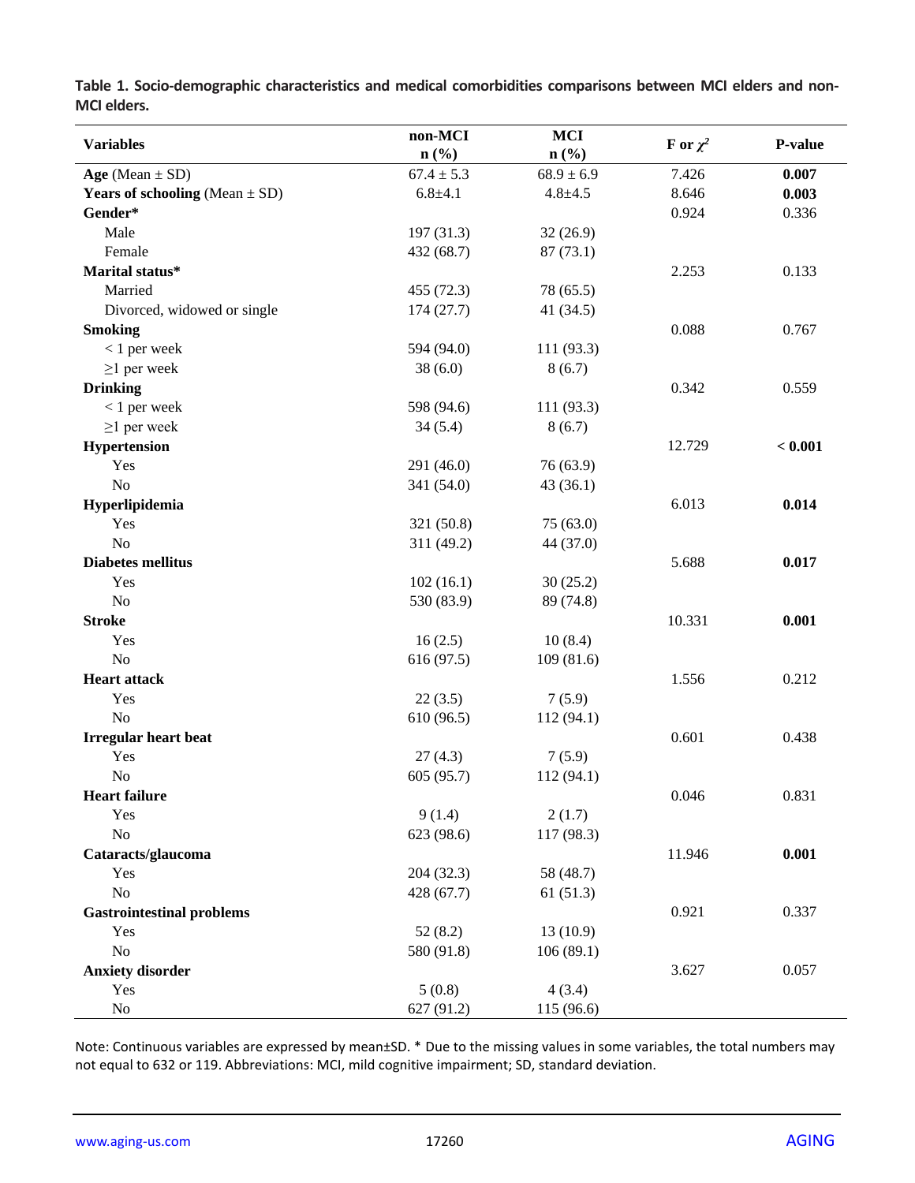**Table 1. Socio-demographic characteristics and medical comorbidities comparisons between MCI elders and non-MCI elders.**

| Variables | non-MCI n (%) | MCI n (%) | F or $\chi^2$ | P-value |
|---|---|---|---|---|
| **Age** (Mean ± SD) | 67.4 ± 5.3 | 68.9 ± 6.9 | 7.426 | **0.007** |
| **Years of schooling** (Mean ± SD) | 6.8±4.1 | 4.8±4.5 | 8.646 | **0.003** |
| **Gender*** | | | 0.924 | 0.336 |
| Male | 197 (31.3) | 32 (26.9) | | |
| Female | 432 (68.7) | 87 (73.1) | | |
| **Marital status*** | | | 2.253 | 0.133 |
| Married | 455 (72.3) | 78 (65.5) | | |
| Divorced, widowed or single | 174 (27.7) | 41 (34.5) | | |
| **Smoking** | | | 0.088 | 0.767 |
| < 1 per week | 594 (94.0) | 111 (93.3) | | |
| ≥1 per week | 38 (6.0) | 8 (6.7) | | |
| **Drinking** | | | 0.342 | 0.559 |
| < 1 per week | 598 (94.6) | 111 (93.3) | | |
| ≥1 per week | 34 (5.4) | 8 (6.7) | | |
| **Hypertension** | | | 12.729 | **< 0.001** |
| Yes | 291 (46.0) | 76 (63.9) | | |
| No | 341 (54.0) | 43 (36.1) | | |
| **Hyperlipidemia** | | | 6.013 | **0.014** |
| Yes | 321 (50.8) | 75 (63.0) | | |
| No | 311 (49.2) | 44 (37.0) | | |
| **Diabetes mellitus** | | | 5.688 | **0.017** |
| Yes | 102 (16.1) | 30 (25.2) | | |
| No | 530 (83.9) | 89 (74.8) | | |
| **Stroke** | | | 10.331 | **0.001** |
| Yes | 16 (2.5) | 10 (8.4) | | |
| No | 616 (97.5) | 109 (81.6) | | |
| **Heart attack** | | | 1.556 | 0.212 |
| Yes | 22 (3.5) | 7 (5.9) | | |
| No | 610 (96.5) | 112 (94.1) | | |
| **Irregular heart beat** | | | 0.601 | 0.438 |
| Yes | 27 (4.3) | 7 (5.9) | | |
| No | 605 (95.7) | 112 (94.1) | | |
| **Heart failure** | | | 0.046 | 0.831 |
| Yes | 9 (1.4) | 2 (1.7) | | |
| No | 623 (98.6) | 117 (98.3) | | |
| **Cataracts/glaucoma** | | | 11.946 | **0.001** |
| Yes | 204 (32.3) | 58 (48.7) | | |
| No | 428 (67.7) | 61 (51.3) | | |
| **Gastrointestinal problems** | | | 0.921 | 0.337 |
| Yes | 52 (8.2) | 13 (10.9) | | |
| No | 580 (91.8) | 106 (89.1) | | |
| **Anxiety disorder** | | | 3.627 | 0.057 |
| Yes | 5 (0.8) | 4 (3.4) | | |
| No | 627 (91.2) | 115 (96.6) | | |

Note: Continuous variables are expressed by mean±SD. * Due to the missing values in some variables, the total numbers may not equal to 632 or 119. Abbreviations: MCI, mild cognitive impairment; SD, standard deviation.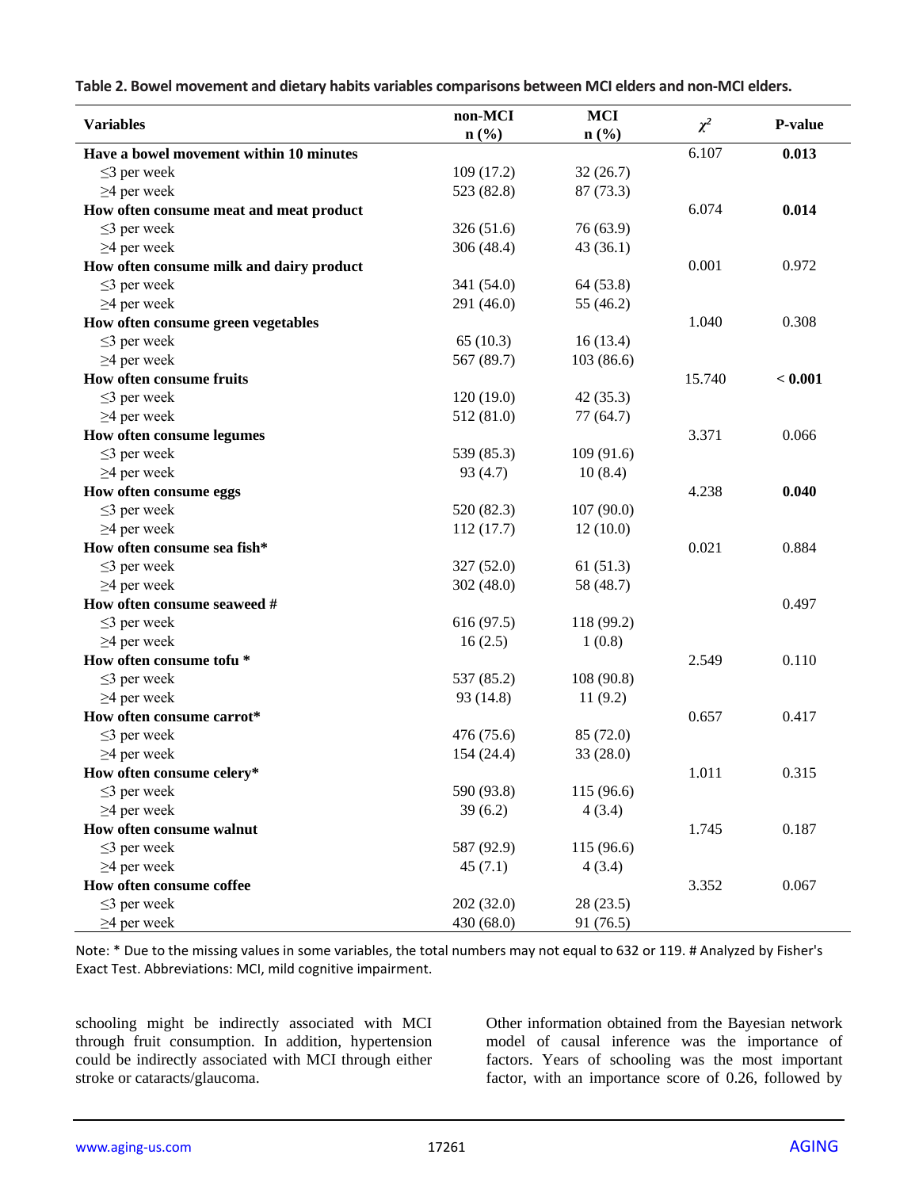**Table 2. Bowel movement and dietary habits variables comparisons between MCI elders and non-MCI elders.**

| Variables | non-MCI n (%) | MCI n (%) | $\chi^2$ | P-value |
|---|---|---|---|---|
| **Have a bowel movement within 10 minutes** | | | 6.107 | **0.013** |
| ≤3 per week | 109 (17.2) | 32 (26.7) | | |
| ≥4 per week | 523 (82.8) | 87 (73.3) | | |
| **How often consume meat and meat product** | | | 6.074 | **0.014** |
| ≤3 per week | 326 (51.6) | 76 (63.9) | | |
| ≥4 per week | 306 (48.4) | 43 (36.1) | | |
| **How often consume milk and dairy product** | | | 0.001 | 0.972 |
| ≤3 per week | 341 (54.0) | 64 (53.8) | | |
| ≥4 per week | 291 (46.0) | 55 (46.2) | | |
| **How often consume green vegetables** | | | 1.040 | 0.308 |
| ≤3 per week | 65 (10.3) | 16 (13.4) | | |
| ≥4 per week | 567 (89.7) | 103 (86.6) | | |
| **How often consume fruits** | | | 15.740 | **< 0.001** |
| ≤3 per week | 120 (19.0) | 42 (35.3) | | |
| ≥4 per week | 512 (81.0) | 77 (64.7) | | |
| **How often consume legumes** | | | 3.371 | 0.066 |
| ≤3 per week | 539 (85.3) | 109 (91.6) | | |
| ≥4 per week | 93 (4.7) | 10 (8.4) | | |
| **How often consume eggs** | | | 4.238 | **0.040** |
| ≤3 per week | 520 (82.3) | 107 (90.0) | | |
| ≥4 per week | 112 (17.7) | 12 (10.0) | | |
| **How often consume sea fish*** | | | 0.021 | 0.884 |
| ≤3 per week | 327 (52.0) | 61 (51.3) | | |
| ≥4 per week | 302 (48.0) | 58 (48.7) | | |
| **How often consume seaweed #** | | | | 0.497 |
| ≤3 per week | 616 (97.5) | 118 (99.2) | | |
| ≥4 per week | 16 (2.5) | 1 (0.8) | | |
| **How often consume tofu *** | | | 2.549 | 0.110 |
| ≤3 per week | 537 (85.2) | 108 (90.8) | | |
| ≥4 per week | 93 (14.8) | 11 (9.2) | | |
| **How often consume carrot*** | | | 0.657 | 0.417 |
| ≤3 per week | 476 (75.6) | 85 (72.0) | | |
| ≥4 per week | 154 (24.4) | 33 (28.0) | | |
| **How often consume celery*** | | | 1.011 | 0.315 |
| ≤3 per week | 590 (93.8) | 115 (96.6) | | |
| ≥4 per week | 39 (6.2) | 4 (3.4) | | |
| **How often consume walnut** | | | 1.745 | 0.187 |
| ≤3 per week | 587 (92.9) | 115 (96.6) | | |
| ≥4 per week | 45 (7.1) | 4 (3.4) | | |
| **How often consume coffee** | | | 3.352 | 0.067 |
| ≤3 per week | 202 (32.0) | 28 (23.5) | | |
| ≥4 per week | 430 (68.0) | 91 (76.5) | | |

Note: * Due to the missing values in some variables, the total numbers may not equal to 632 or 119. # Analyzed by Fisher's Exact Test. Abbreviations: MCI, mild cognitive impairment.

schooling might be indirectly associated with MCI through fruit consumption. In addition, hypertension could be indirectly associated with MCI through either stroke or cataracts/glaucoma.

Other information obtained from the Bayesian network model of causal inference was the importance of factors. Years of schooling was the most important factor, with an importance score of 0.26, followed by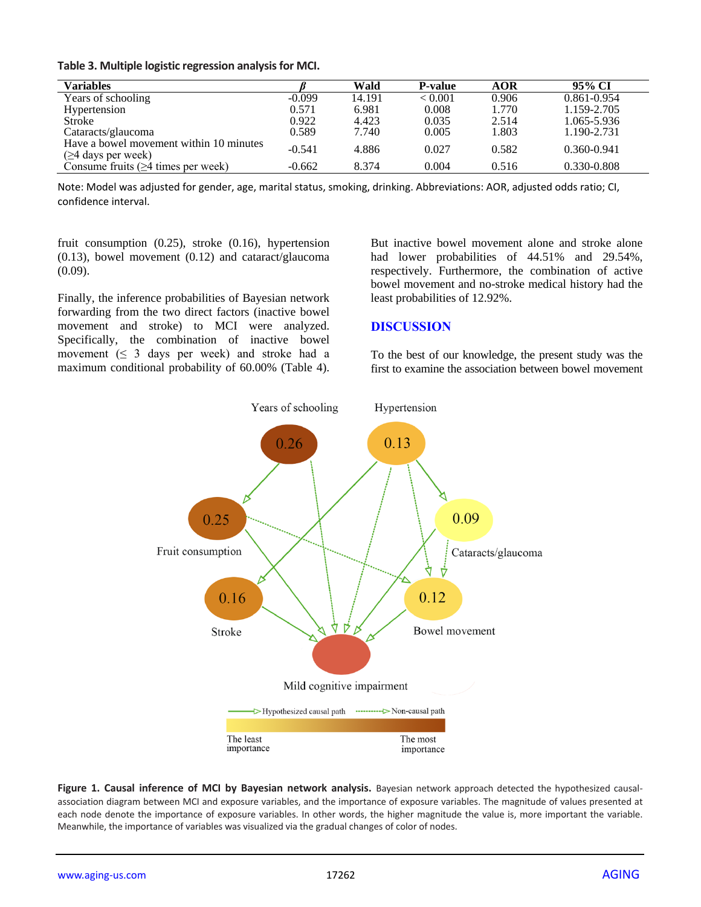**Table 3. Multiple logistic regression analysis for MCI.**

| Variables | β | Wald | P-value | AOR | 95% CI |
|---|---|---|---|---|---|
| Years of schooling | -0.099 | 14.191 | < 0.001 | 0.906 | 0.861-0.954 |
| Hypertension | 0.571 | 6.981 | 0.008 | 1.770 | 1.159-2.705 |
| Stroke | 0.922 | 4.423 | 0.035 | 2.514 | 1.065-5.936 |
| Cataracts/glaucoma | 0.589 | 7.740 | 0.005 | 1.803 | 1.190-2.731 |
| Have a bowel movement within 10 minutes (≥4 days per week) | -0.541 | 4.886 | 0.027 | 0.582 | 0.360-0.941 |
| Consume fruits (≥4 times per week) | -0.662 | 8.374 | 0.004 | 0.516 | 0.330-0.808 |

Note: Model was adjusted for gender, age, marital status, smoking, drinking. Abbreviations: AOR, adjusted odds ratio; CI, confidence interval.

fruit consumption (0.25), stroke (0.16), hypertension (0.13), bowel movement (0.12) and cataract/glaucoma (0.09).

Finally, the inference probabilities of Bayesian network forwarding from the two direct factors (inactive bowel movement and stroke) to MCI were analyzed. Specifically, the combination of inactive bowel movement (≤ 3 days per week) and stroke had a maximum conditional probability of 60.00% (Table 4). But inactive bowel movement alone and stroke alone had lower probabilities of 44.51% and 29.54%, respectively. Furthermore, the combination of active bowel movement and no-stroke medical history had the least probabilities of 12.92%.

## DISCUSSION

To the best of our knowledge, the present study was the first to examine the association between bowel movement

**Figure 1. Causal inference of MCI by Bayesian network analysis.** Bayesian network approach detected the hypothesized causal-association diagram between MCI and exposure variables, and the importance of exposure variables. The magnitude of values presented at each node denote the importance of exposure variables. In other words, the higher magnitude the value is, more important the variable. Meanwhile, the importance of variables was visualized via the gradual changes of color of nodes.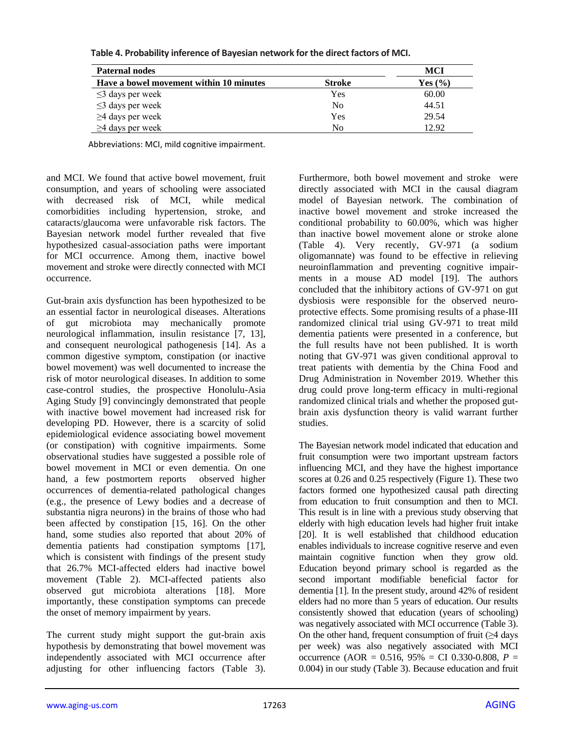**Table 4. Probability inference of Bayesian network for the direct factors of MCI.**

| Paternal nodes | | MCI |
|---|---|---|
| Have a bowel movement within 10 minutes | Stroke | Yes (%) |
| ≤3 days per week | Yes | 60.00 |
| ≤3 days per week | No | 44.51 |
| ≥4 days per week | Yes | 29.54 |
| ≥4 days per week | No | 12.92 |

Abbreviations: MCI, mild cognitive impairment.

and MCI. We found that active bowel movement, fruit consumption, and years of schooling were associated with decreased risk of MCI, while medical comorbidities including hypertension, stroke, and cataracts/glaucoma were unfavorable risk factors. The Bayesian network model further revealed that five hypothesized casual-association paths were important for MCI occurrence. Among them, inactive bowel movement and stroke were directly connected with MCI occurrence.

Gut-brain axis dysfunction has been hypothesized to be an essential factor in neurological diseases. Alterations of gut microbiota may mechanically promote neurological inflammation, insulin resistance [7, 13], and consequent neurological pathogenesis [14]. As a common digestive symptom, constipation (or inactive bowel movement) was well documented to increase the risk of motor neurological diseases. In addition to some case-control studies, the prospective Honolulu-Asia Aging Study [9] convincingly demonstrated that people with inactive bowel movement had increased risk for developing PD. However, there is a scarcity of solid epidemiological evidence associating bowel movement (or constipation) with cognitive impairments. Some observational studies have suggested a possible role of bowel movement in MCI or even dementia. On one hand, a few postmortem reports observed higher occurrences of dementia-related pathological changes (e.g., the presence of Lewy bodies and a decrease of substantia nigra neurons) in the brains of those who had been affected by constipation [15, 16]. On the other hand, some studies also reported that about 20% of dementia patients had constipation symptoms [17], which is consistent with findings of the present study that 26.7% MCI-affected elders had inactive bowel movement (Table 2). MCI-affected patients also observed gut microbiota alterations [18]. More importantly, these constipation symptoms can precede the onset of memory impairment by years.

The current study might support the gut-brain axis hypothesis by demonstrating that bowel movement was independently associated with MCI occurrence after adjusting for other influencing factors (Table 3). Furthermore, both bowel movement and stroke were directly associated with MCI in the causal diagram model of Bayesian network. The combination of inactive bowel movement and stroke increased the conditional probability to 60.00%, which was higher than inactive bowel movement alone or stroke alone (Table 4). Very recently, GV-971 (a sodium oligomannate) was found to be effective in relieving neuroinflammation and preventing cognitive impairments in a mouse AD model [19]. The authors concluded that the inhibitory actions of GV-971 on gut dysbiosis were responsible for the observed neuroprotective effects. Some promising results of a phase-III randomized clinical trial using GV-971 to treat mild dementia patients were presented in a conference, but the full results have not been published. It is worth noting that GV-971 was given conditional approval to treat patients with dementia by the China Food and Drug Administration in November 2019. Whether this drug could prove long-term efficacy in multi-regional randomized clinical trials and whether the proposed gut-brain axis dysfunction theory is valid warrant further studies.

The Bayesian network model indicated that education and fruit consumption were two important upstream factors influencing MCI, and they have the highest importance scores at 0.26 and 0.25 respectively (Figure 1). These two factors formed one hypothesized causal path directing from education to fruit consumption and then to MCI. This result is in line with a previous study observing that elderly with high education levels had higher fruit intake [20]. It is well established that childhood education enables individuals to increase cognitive reserve and even maintain cognitive function when they grow old. Education beyond primary school is regarded as the second important modifiable beneficial factor for dementia [1]. In the present study, around 42% of resident elders had no more than 5 years of education. Our results consistently showed that education (years of schooling) was negatively associated with MCI occurrence (Table 3). On the other hand, frequent consumption of fruit (≥4 days per week) was also negatively associated with MCI occurrence (AOR = 0.516, 95% = CI 0.330-0.808, $P$ = 0.004) in our study (Table 3). Because education and fruit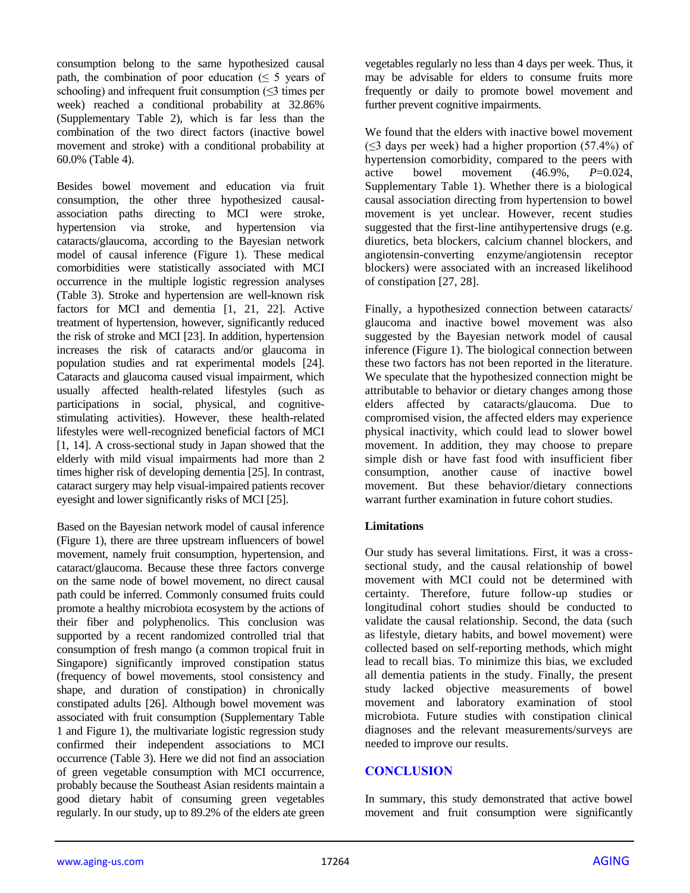consumption belong to the same hypothesized causal path, the combination of poor education ($\leq$ 5 years of schooling) and infrequent fruit consumption ($\leq$3 times per week) reached a conditional probability at 32.86% (Supplementary Table 2), which is far less than the combination of the two direct factors (inactive bowel movement and stroke) with a conditional probability at 60.0% (Table 4).

Besides bowel movement and education via fruit consumption, the other three hypothesized causal-association paths directing to MCI were stroke, hypertension via stroke, and hypertension via cataracts/glaucoma, according to the Bayesian network model of causal inference (Figure 1). These medical comorbidities were statistically associated with MCI occurrence in the multiple logistic regression analyses (Table 3). Stroke and hypertension are well-known risk factors for MCI and dementia [1, 21, 22]. Active treatment of hypertension, however, significantly reduced the risk of stroke and MCI [23]. In addition, hypertension increases the risk of cataracts and/or glaucoma in population studies and rat experimental models [24]. Cataracts and glaucoma caused visual impairment, which usually affected health-related lifestyles (such as participations in social, physical, and cognitive-stimulating activities). However, these health-related lifestyles were well-recognized beneficial factors of MCI [1, 14]. A cross-sectional study in Japan showed that the elderly with mild visual impairments had more than 2 times higher risk of developing dementia [25]. In contrast, cataract surgery may help visual-impaired patients recover eyesight and lower significantly risks of MCI [25].

Based on the Bayesian network model of causal inference (Figure 1), there are three upstream influencers of bowel movement, namely fruit consumption, hypertension, and cataract/glaucoma. Because these three factors converge on the same node of bowel movement, no direct causal path could be inferred. Commonly consumed fruits could promote a healthy microbiota ecosystem by the actions of their fiber and polyphenolics. This conclusion was supported by a recent randomized controlled trial that consumption of fresh mango (a common tropical fruit in Singapore) significantly improved constipation status (frequency of bowel movements, stool consistency and shape, and duration of constipation) in chronically constipated adults [26]. Although bowel movement was associated with fruit consumption (Supplementary Table 1 and Figure 1), the multivariate logistic regression study confirmed their independent associations to MCI occurrence (Table 3). Here we did not find an association of green vegetable consumption with MCI occurrence, probably because the Southeast Asian residents maintain a good dietary habit of consuming green vegetables regularly. In our study, up to 89.2% of the elders ate green vegetables regularly no less than 4 days per week. Thus, it may be advisable for elders to consume fruits more frequently or daily to promote bowel movement and further prevent cognitive impairments.

We found that the elders with inactive bowel movement ($\leq$3 days per week) had a higher proportion (57.4%) of hypertension comorbidity, compared to the peers with active bowel movement (46.9%, $P$=0.024, Supplementary Table 1). Whether there is a biological causal association directing from hypertension to bowel movement is yet unclear. However, recent studies suggested that the first-line antihypertensive drugs (e.g. diuretics, beta blockers, calcium channel blockers, and angiotensin-converting enzyme/angiotensin receptor blockers) were associated with an increased likelihood of constipation [27, 28].

Finally, a hypothesized connection between cataracts/ glaucoma and inactive bowel movement was also suggested by the Bayesian network model of causal inference (Figure 1). The biological connection between these two factors has not been reported in the literature. We speculate that the hypothesized connection might be attributable to behavior or dietary changes among those elders affected by cataracts/glaucoma. Due to compromised vision, the affected elders may experience physical inactivity, which could lead to slower bowel movement. In addition, they may choose to prepare simple dish or have fast food with insufficient fiber consumption, another cause of inactive bowel movement. But these behavior/dietary connections warrant further examination in future cohort studies.

### Limitations

Our study has several limitations. First, it was a cross-sectional study, and the causal relationship of bowel movement with MCI could not be determined with certainty. Therefore, future follow-up studies or longitudinal cohort studies should be conducted to validate the causal relationship. Second, the data (such as lifestyle, dietary habits, and bowel movement) were collected based on self-reporting methods, which might lead to recall bias. To minimize this bias, we excluded all dementia patients in the study. Finally, the present study lacked objective measurements of bowel movement and laboratory examination of stool microbiota. Future studies with constipation clinical diagnoses and the relevant measurements/surveys are needed to improve our results.

## CONCLUSION

In summary, this study demonstrated that active bowel movement and fruit consumption were significantly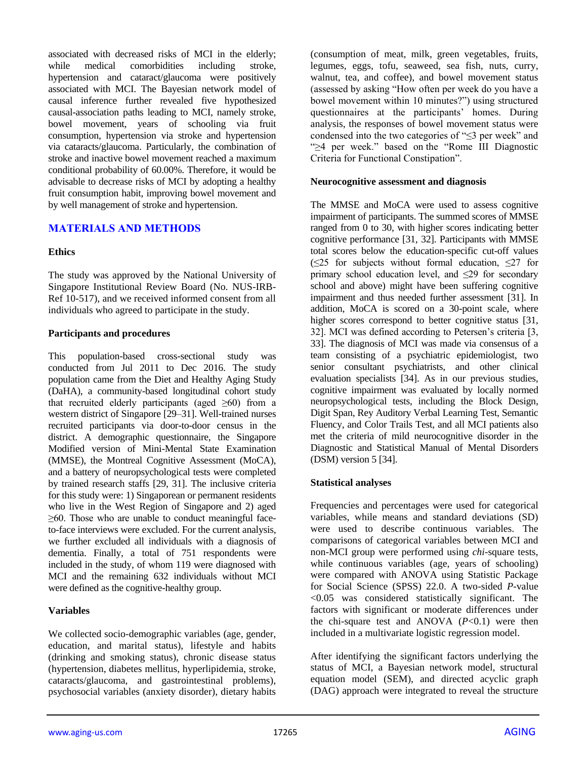associated with decreased risks of MCI in the elderly; while medical comorbidities including stroke, hypertension and cataract/glaucoma were positively associated with MCI. The Bayesian network model of causal inference further revealed five hypothesized causal-association paths leading to MCI, namely stroke, bowel movement, years of schooling via fruit consumption, hypertension via stroke and hypertension via cataracts/glaucoma. Particularly, the combination of stroke and inactive bowel movement reached a maximum conditional probability of 60.00%. Therefore, it would be advisable to decrease risks of MCI by adopting a healthy fruit consumption habit, improving bowel movement and by well management of stroke and hypertension.

## MATERIALS AND METHODS

### Ethics

The study was approved by the National University of Singapore Institutional Review Board (No. NUS-IRB-Ref 10-517), and we received informed consent from all individuals who agreed to participate in the study.

### Participants and procedures

This population-based cross-sectional study was conducted from Jul 2011 to Dec 2016. The study population came from the Diet and Healthy Aging Study (DaHA), a community-based longitudinal cohort study that recruited elderly participants (aged ≥60) from a western district of Singapore [29–31]. Well-trained nurses recruited participants via door-to-door census in the district. A demographic questionnaire, the Singapore Modified version of Mini-Mental State Examination (MMSE), the Montreal Cognitive Assessment (MoCA), and a battery of neuropsychological tests were completed by trained research staffs [29, 31]. The inclusive criteria for this study were: 1) Singaporean or permanent residents who live in the West Region of Singapore and 2) aged ≥60. Those who are unable to conduct meaningful face-to-face interviews were excluded. For the current analysis, we further excluded all individuals with a diagnosis of dementia. Finally, a total of 751 respondents were included in the study, of whom 119 were diagnosed with MCI and the remaining 632 individuals without MCI were defined as the cognitive-healthy group.

### Variables

We collected socio-demographic variables (age, gender, education, and marital status), lifestyle and habits (drinking and smoking status), chronic disease status (hypertension, diabetes mellitus, hyperlipidemia, stroke, cataracts/glaucoma, and gastrointestinal problems), psychosocial variables (anxiety disorder), dietary habits (consumption of meat, milk, green vegetables, fruits, legumes, eggs, tofu, seaweed, sea fish, nuts, curry, walnut, tea, and coffee), and bowel movement status (assessed by asking "How often per week do you have a bowel movement within 10 minutes?") using structured questionnaires at the participants' homes. During analysis, the responses of bowel movement status were condensed into the two categories of "≤3 per week" and "≥4 per week." based on the "Rome III Diagnostic Criteria for Functional Constipation".

### Neurocognitive assessment and diagnosis

The MMSE and MoCA were used to assess cognitive impairment of participants. The summed scores of MMSE ranged from 0 to 30, with higher scores indicating better cognitive performance [31, 32]. Participants with MMSE total scores below the education-specific cut-off values (≤25 for subjects without formal education, ≤27 for primary school education level, and ≤29 for secondary school and above) might have been suffering cognitive impairment and thus needed further assessment [31]. In addition, MoCA is scored on a 30-point scale, where higher scores correspond to better cognitive status [31, 32]. MCI was defined according to Petersen's criteria [3, 33]. The diagnosis of MCI was made via consensus of a team consisting of a psychiatric epidemiologist, two senior consultant psychiatrists, and other clinical evaluation specialists [34]. As in our previous studies, cognitive impairment was evaluated by locally normed neuropsychological tests, including the Block Design, Digit Span, Rey Auditory Verbal Learning Test, Semantic Fluency, and Color Trails Test, and all MCI patients also met the criteria of mild neurocognitive disorder in the Diagnostic and Statistical Manual of Mental Disorders (DSM) version 5 [34].

### Statistical analyses

Frequencies and percentages were used for categorical variables, while means and standard deviations (SD) were used to describe continuous variables. The comparisons of categorical variables between MCI and non-MCI group were performed using *chi*-square tests, while continuous variables (age, years of schooling) were compared with ANOVA using Statistic Package for Social Science (SPSS) 22.0. A two-sided *P*-value <0.05 was considered statistically significant. The factors with significant or moderate differences under the chi-square test and ANOVA ($P$<0.1) were then included in a multivariate logistic regression model.

After identifying the significant factors underlying the status of MCI, a Bayesian network model, structural equation model (SEM), and directed acyclic graph (DAG) approach were integrated to reveal the structure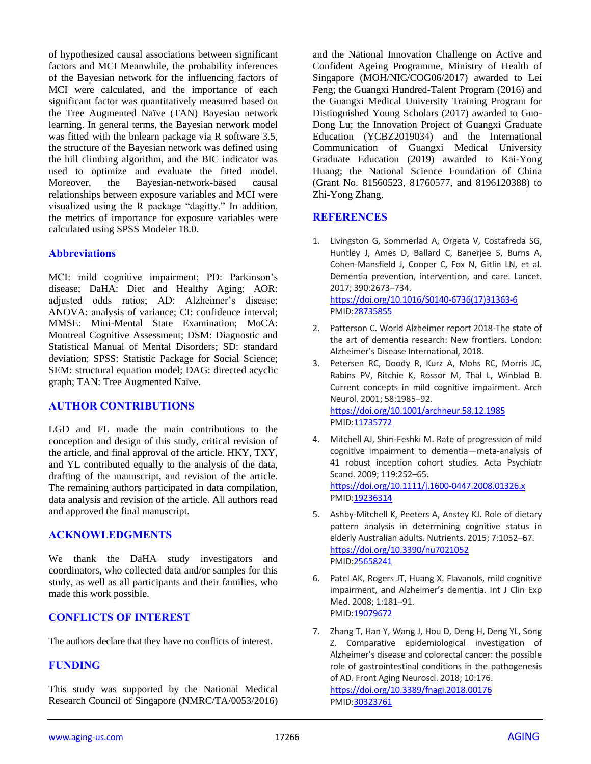of hypothesized causal associations between significant factors and MCI Meanwhile, the probability inferences of the Bayesian network for the influencing factors of MCI were calculated, and the importance of each significant factor was quantitatively measured based on the Tree Augmented Naïve (TAN) Bayesian network learning. In general terms, the Bayesian network model was fitted with the bnlearn package via R software 3.5, the structure of the Bayesian network was defined using the hill climbing algorithm, and the BIC indicator was used to optimize and evaluate the fitted model. Moreover, the Bayesian-network-based causal relationships between exposure variables and MCI were visualized using the R package "dagitty." In addition, the metrics of importance for exposure variables were calculated using SPSS Modeler 18.0.

## Abbreviations

MCI: mild cognitive impairment; PD: Parkinson's disease; DaHA: Diet and Healthy Aging; AOR: adjusted odds ratios; AD: Alzheimer's disease; ANOVA: analysis of variance; CI: confidence interval; MMSE: Mini-Mental State Examination; MoCA: Montreal Cognitive Assessment; DSM: Diagnostic and Statistical Manual of Mental Disorders; SD: standard deviation; SPSS: Statistic Package for Social Science; SEM: structural equation model; DAG: directed acyclic graph; TAN: Tree Augmented Naïve.

## AUTHOR CONTRIBUTIONS

LGD and FL made the main contributions to the conception and design of this study, critical revision of the article, and final approval of the article. HKY, TXY, and YL contributed equally to the analysis of the data, drafting of the manuscript, and revision of the article. The remaining authors participated in data compilation, data analysis and revision of the article. All authors read and approved the final manuscript.

## ACKNOWLEDGMENTS

We thank the DaHA study investigators and coordinators, who collected data and/or samples for this study, as well as all participants and their families, who made this work possible.

## CONFLICTS OF INTEREST

The authors declare that they have no conflicts of interest.

## FUNDING

This study was supported by the National Medical Research Council of Singapore (NMRC/TA/0053/2016) and the National Innovation Challenge on Active and Confident Ageing Programme, Ministry of Health of Singapore (MOH/NIC/COG06/2017) awarded to Lei Feng; the Guangxi Hundred-Talent Program (2016) and the Guangxi Medical University Training Program for Distinguished Young Scholars (2017) awarded to Guo-Dong Lu; the Innovation Project of Guangxi Graduate Education (YCBZ2019034) and the International Communication of Guangxi Medical University Graduate Education (2019) awarded to Kai-Yong Huang; the National Science Foundation of China (Grant No. 81560523, 81760577, and 8196120388) to Zhi-Yong Zhang.

## REFERENCES

1. Livingston G, Sommerlad A, Orgeta V, Costafreda SG, Huntley J, Ames D, Ballard C, Banerjee S, Burns A, Cohen-Mansfield J, Cooper C, Fox N, Gitlin LN, et al. Dementia prevention, intervention, and care. Lancet. 2017; 390:2673–734.
   https://doi.org/10.1016/S0140-6736(17)31363-6
   PMID:28735855

2. Patterson C. World Alzheimer report 2018-The state of the art of dementia research: New frontiers. London: Alzheimer's Disease International, 2018.

3. Petersen RC, Doody R, Kurz A, Mohs RC, Morris JC, Rabins PV, Ritchie K, Rossor M, Thal L, Winblad B. Current concepts in mild cognitive impairment. Arch Neurol. 2001; 58:1985–92.
   https://doi.org/10.1001/archneur.58.12.1985
   PMID:11735772

4. Mitchell AJ, Shiri-Feshki M. Rate of progression of mild cognitive impairment to dementia—meta-analysis of 41 robust inception cohort studies. Acta Psychiatr Scand. 2009; 119:252–65.
   https://doi.org/10.1111/j.1600-0447.2008.01326.x
   PMID:19236314

5. Ashby-Mitchell K, Peeters A, Anstey KJ. Role of dietary pattern analysis in determining cognitive status in elderly Australian adults. Nutrients. 2015; 7:1052–67.
   https://doi.org/10.3390/nu7021052
   PMID:25658241

6. Patel AK, Rogers JT, Huang X. Flavanols, mild cognitive impairment, and Alzheimer's dementia. Int J Clin Exp Med. 2008; 1:181–91.
   PMID:19079672

7. Zhang T, Han Y, Wang J, Hou D, Deng H, Deng YL, Song Z. Comparative epidemiological investigation of Alzheimer's disease and colorectal cancer: the possible role of gastrointestinal conditions in the pathogenesis of AD. Front Aging Neurosci. 2018; 10:176.
   https://doi.org/10.3389/fnagi.2018.00176
   PMID:30323761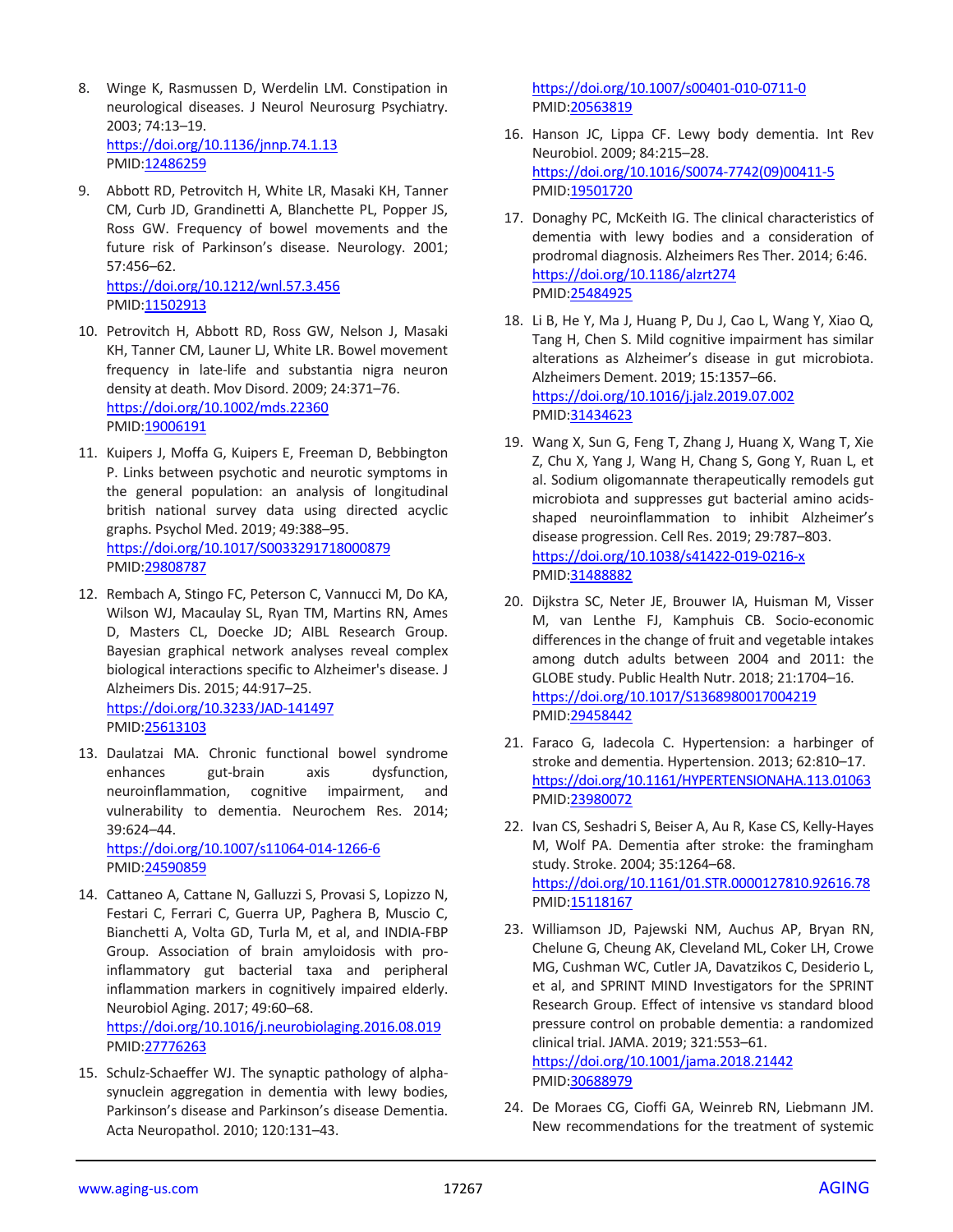8. Winge K, Rasmussen D, Werdelin LM. Constipation in neurological diseases. J Neurol Neurosurg Psychiatry. 2003; 74:13–19.
   https://doi.org/10.1136/jnnp.74.1.13
   PMID:12486259

9. Abbott RD, Petrovitch H, White LR, Masaki KH, Tanner CM, Curb JD, Grandinetti A, Blanchette PL, Popper JS, Ross GW. Frequency of bowel movements and the future risk of Parkinson's disease. Neurology. 2001; 57:456–62.
   https://doi.org/10.1212/wnl.57.3.456
   PMID:11502913

10. Petrovitch H, Abbott RD, Ross GW, Nelson J, Masaki KH, Tanner CM, Launer LJ, White LR. Bowel movement frequency in late-life and substantia nigra neuron density at death. Mov Disord. 2009; 24:371–76.
    https://doi.org/10.1002/mds.22360
    PMID:19006191

11. Kuipers J, Moffa G, Kuipers E, Freeman D, Bebbington P. Links between psychotic and neurotic symptoms in the general population: an analysis of longitudinal british national survey data using directed acyclic graphs. Psychol Med. 2019; 49:388–95.
    https://doi.org/10.1017/S0033291718000879
    PMID:29808787

12. Rembach A, Stingo FC, Peterson C, Vannucci M, Do KA, Wilson WJ, Macaulay SL, Ryan TM, Martins RN, Ames D, Masters CL, Doecke JD; AIBL Research Group. Bayesian graphical network analyses reveal complex biological interactions specific to Alzheimer's disease. J Alzheimers Dis. 2015; 44:917–25.
    https://doi.org/10.3233/JAD-141497
    PMID:25613103

13. Daulatzai MA. Chronic functional bowel syndrome enhances gut-brain axis dysfunction, neuroinflammation, cognitive impairment, and vulnerability to dementia. Neurochem Res. 2014; 39:624–44.
    https://doi.org/10.1007/s11064-014-1266-6
    PMID:24590859

14. Cattaneo A, Cattane N, Galluzzi S, Provasi S, Lopizzo N, Festari C, Ferrari C, Guerra UP, Paghera B, Muscio C, Bianchetti A, Volta GD, Turla M, et al, and INDIA-FBP Group. Association of brain amyloidosis with pro-inflammatory gut bacterial taxa and peripheral inflammation markers in cognitively impaired elderly. Neurobiol Aging. 2017; 49:60–68.
    https://doi.org/10.1016/j.neurobiolaging.2016.08.019
    PMID:27776263

15. Schulz-Schaeffer WJ. The synaptic pathology of alpha-synuclein aggregation in dementia with lewy bodies, Parkinson's disease and Parkinson's disease Dementia. Acta Neuropathol. 2010; 120:131–43.
    https://doi.org/10.1007/s00401-010-0711-0
    PMID:20563819

16. Hanson JC, Lippa CF. Lewy body dementia. Int Rev Neurobiol. 2009; 84:215–28.
    https://doi.org/10.1016/S0074-7742(09)00411-5
    PMID:19501720

17. Donaghy PC, McKeith IG. The clinical characteristics of dementia with lewy bodies and a consideration of prodromal diagnosis. Alzheimers Res Ther. 2014; 6:46.
    https://doi.org/10.1186/alzrt274
    PMID:25484925

18. Li B, He Y, Ma J, Huang P, Du J, Cao L, Wang Y, Xiao Q, Tang H, Chen S. Mild cognitive impairment has similar alterations as Alzheimer's disease in gut microbiota. Alzheimers Dement. 2019; 15:1357–66.
    https://doi.org/10.1016/j.jalz.2019.07.002
    PMID:31434623

19. Wang X, Sun G, Feng T, Zhang J, Huang X, Wang T, Xie Z, Chu X, Yang J, Wang H, Chang S, Gong Y, Ruan L, et al. Sodium oligomannate therapeutically remodels gut microbiota and suppresses gut bacterial amino acids-shaped neuroinflammation to inhibit Alzheimer's disease progression. Cell Res. 2019; 29:787–803.
    https://doi.org/10.1038/s41422-019-0216-x
    PMID:31488882

20. Dijkstra SC, Neter JE, Brouwer IA, Huisman M, Visser M, van Lenthe FJ, Kamphuis CB. Socio-economic differences in the change of fruit and vegetable intakes among dutch adults between 2004 and 2011: the GLOBE study. Public Health Nutr. 2018; 21:1704–16.
    https://doi.org/10.1017/S1368980017004219
    PMID:29458442

21. Faraco G, Iadecola C. Hypertension: a harbinger of stroke and dementia. Hypertension. 2013; 62:810–17.
    https://doi.org/10.1161/HYPERTENSIONAHA.113.01063
    PMID:23980072

22. Ivan CS, Seshadri S, Beiser A, Au R, Kase CS, Kelly-Hayes M, Wolf PA. Dementia after stroke: the framingham study. Stroke. 2004; 35:1264–68.
    https://doi.org/10.1161/01.STR.0000127810.92616.78
    PMID:15118167

23. Williamson JD, Pajewski NM, Auchus AP, Bryan RN, Chelune G, Cheung AK, Cleveland ML, Coker LH, Crowe MG, Cushman WC, Cutler JA, Davatzikos C, Desiderio L, et al, and SPRINT MIND Investigators for the SPRINT Research Group. Effect of intensive vs standard blood pressure control on probable dementia: a randomized clinical trial. JAMA. 2019; 321:553–61.
    https://doi.org/10.1001/jama.2018.21442
    PMID:30688979

24. De Moraes CG, Cioffi GA, Weinreb RN, Liebmann JM. New recommendations for the treatment of systemic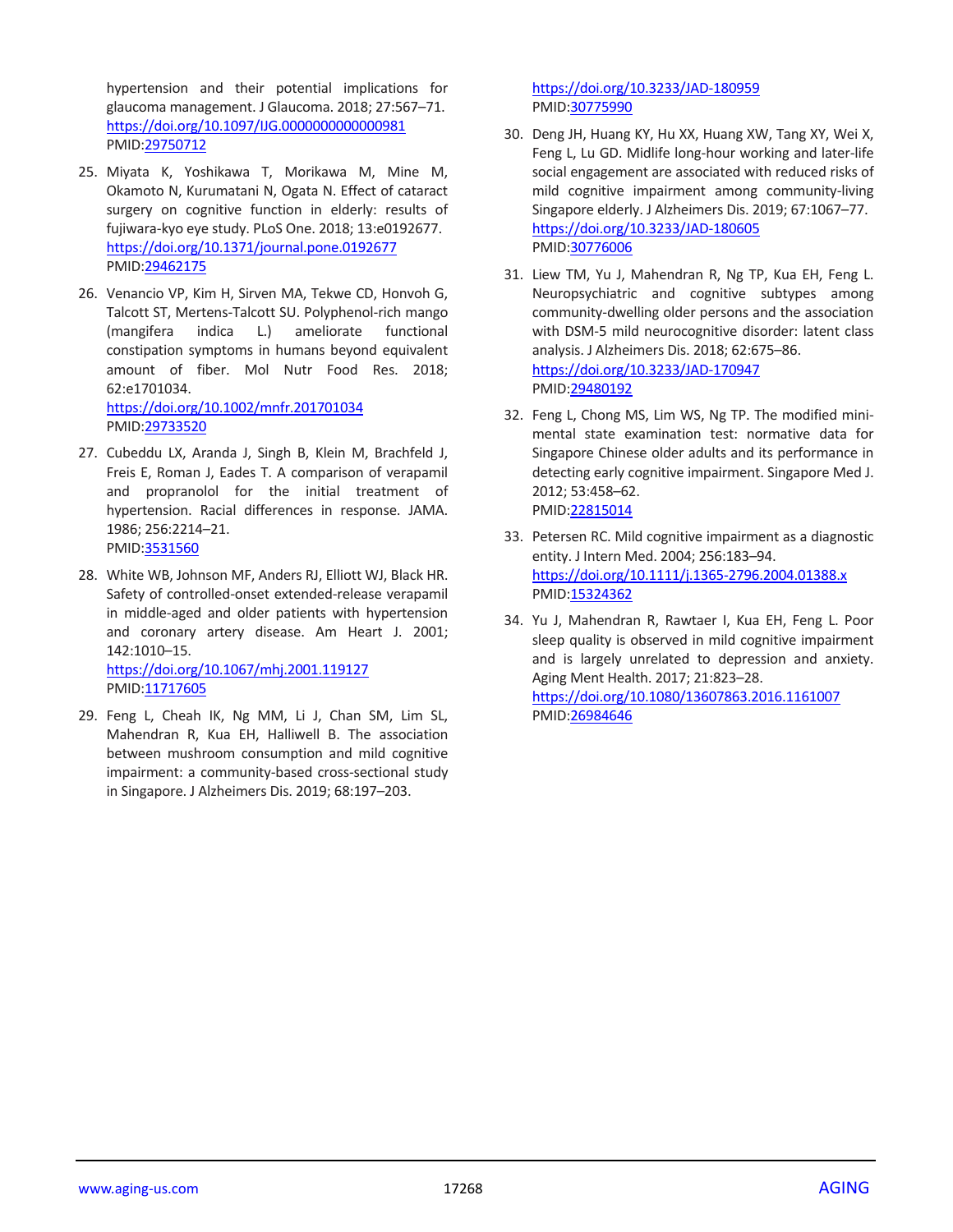hypertension and their potential implications for glaucoma management. J Glaucoma. 2018; 27:567–71.
https://doi.org/10.1097/IJG.0000000000000981
PMID:29750712

25. Miyata K, Yoshikawa T, Morikawa M, Mine M, Okamoto N, Kurumatani N, Ogata N. Effect of cataract surgery on cognitive function in elderly: results of fujiwara-kyo eye study. PLoS One. 2018; 13:e0192677.
https://doi.org/10.1371/journal.pone.0192677
PMID:29462175

26. Venancio VP, Kim H, Sirven MA, Tekwe CD, Honvoh G, Talcott ST, Mertens-Talcott SU. Polyphenol-rich mango (mangifera indica L.) ameliorate functional constipation symptoms in humans beyond equivalent amount of fiber. Mol Nutr Food Res. 2018; 62:e1701034.
https://doi.org/10.1002/mnfr.201701034
PMID:29733520

27. Cubeddu LX, Aranda J, Singh B, Klein M, Brachfeld J, Freis E, Roman J, Eades T. A comparison of verapamil and propranolol for the initial treatment of hypertension. Racial differences in response. JAMA. 1986; 256:2214–21.
PMID:3531560

28. White WB, Johnson MF, Anders RJ, Elliott WJ, Black HR. Safety of controlled-onset extended-release verapamil in middle-aged and older patients with hypertension and coronary artery disease. Am Heart J. 2001; 142:1010–15.
https://doi.org/10.1067/mhj.2001.119127
PMID:11717605

29. Feng L, Cheah IK, Ng MM, Li J, Chan SM, Lim SL, Mahendran R, Kua EH, Halliwell B. The association between mushroom consumption and mild cognitive impairment: a community-based cross-sectional study in Singapore. J Alzheimers Dis. 2019; 68:197–203.
https://doi.org/10.3233/JAD-180959
PMID:30775990

30. Deng JH, Huang KY, Hu XX, Huang XW, Tang XY, Wei X, Feng L, Lu GD. Midlife long-hour working and later-life social engagement are associated with reduced risks of mild cognitive impairment among community-living Singapore elderly. J Alzheimers Dis. 2019; 67:1067–77.
https://doi.org/10.3233/JAD-180605
PMID:30776006

31. Liew TM, Yu J, Mahendran R, Ng TP, Kua EH, Feng L. Neuropsychiatric and cognitive subtypes among community-dwelling older persons and the association with DSM-5 mild neurocognitive disorder: latent class analysis. J Alzheimers Dis. 2018; 62:675–86.
https://doi.org/10.3233/JAD-170947
PMID:29480192

32. Feng L, Chong MS, Lim WS, Ng TP. The modified mini-mental state examination test: normative data for Singapore Chinese older adults and its performance in detecting early cognitive impairment. Singapore Med J. 2012; 53:458–62.
PMID:22815014

33. Petersen RC. Mild cognitive impairment as a diagnostic entity. J Intern Med. 2004; 256:183–94.
https://doi.org/10.1111/j.1365-2796.2004.01388.x
PMID:15324362

34. Yu J, Mahendran R, Rawtaer I, Kua EH, Feng L. Poor sleep quality is observed in mild cognitive impairment and is largely unrelated to depression and anxiety. Aging Ment Health. 2017; 21:823–28.
https://doi.org/10.1080/13607863.2016.1161007
PMID:26984646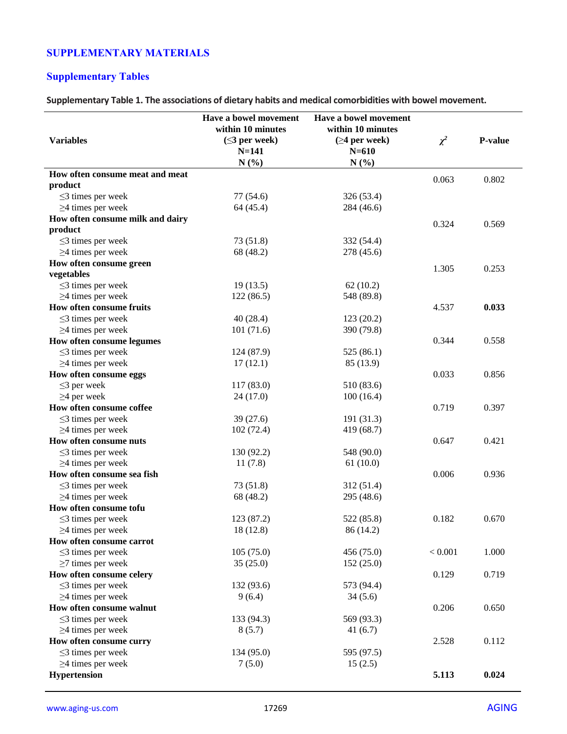## SUPPLEMENTARY MATERIALS

### Supplementary Tables

**Supplementary Table 1. The associations of dietary habits and medical comorbidities with bowel movement.**

| Variables | Have a bowel movement within 10 minutes (≤3 per week) N=141 N (%) | Have a bowel movement within 10 minutes (≥4 per week) N=610 N (%) | $\chi^2$ | P-value |
|---|---|---|---|---|
| **How often consume meat and meat product** | | | 0.063 | 0.802 |
| ≤3 times per week | 77 (54.6) | 326 (53.4) | | |
| ≥4 times per week | 64 (45.4) | 284 (46.6) | | |
| **How often consume milk and dairy product** | | | 0.324 | 0.569 |
| ≤3 times per week | 73 (51.8) | 332 (54.4) | | |
| ≥4 times per week | 68 (48.2) | 278 (45.6) | | |
| **How often consume green vegetables** | | | 1.305 | 0.253 |
| ≤3 times per week | 19 (13.5) | 62 (10.2) | | |
| ≥4 times per week | 122 (86.5) | 548 (89.8) | | |
| **How often consume fruits** | | | 4.537 | **0.033** |
| ≤3 times per week | 40 (28.4) | 123 (20.2) | | |
| ≥4 times per week | 101 (71.6) | 390 (79.8) | | |
| **How often consume legumes** | | | 0.344 | 0.558 |
| ≤3 times per week | 124 (87.9) | 525 (86.1) | | |
| ≥4 times per week | 17 (12.1) | 85 (13.9) | | |
| **How often consume eggs** | | | 0.033 | 0.856 |
| ≤3 per week | 117 (83.0) | 510 (83.6) | | |
| ≥4 per week | 24 (17.0) | 100 (16.4) | | |
| **How often consume coffee** | | | 0.719 | 0.397 |
| ≤3 times per week | 39 (27.6) | 191 (31.3) | | |
| ≥4 times per week | 102 (72.4) | 419 (68.7) | | |
| **How often consume nuts** | | | 0.647 | 0.421 |
| ≤3 times per week | 130 (92.2) | 548 (90.0) | | |
| ≥4 times per week | 11 (7.8) | 61 (10.0) | | |
| **How often consume sea fish** | | | 0.006 | 0.936 |
| ≤3 times per week | 73 (51.8) | 312 (51.4) | | |
| ≥4 times per week | 68 (48.2) | 295 (48.6) | | |
| **How often consume tofu** | | | | |
| ≤3 times per week | 123 (87.2) | 522 (85.8) | 0.182 | 0.670 |
| ≥4 times per week | 18 (12.8) | 86 (14.2) | | |
| **How often consume carrot** | | | | |
| ≤3 times per week | 105 (75.0) | 456 (75.0) | < 0.001 | 1.000 |
| ≥7 times per week | 35 (25.0) | 152 (25.0) | | |
| **How often consume celery** | | | 0.129 | 0.719 |
| ≤3 times per week | 132 (93.6) | 573 (94.4) | | |
| ≥4 times per week | 9 (6.4) | 34 (5.6) | | |
| **How often consume walnut** | | | 0.206 | 0.650 |
| ≤3 times per week | 133 (94.3) | 569 (93.3) | | |
| ≥4 times per week | 8 (5.7) | 41 (6.7) | | |
| **How often consume curry** | | | 2.528 | 0.112 |
| ≤3 times per week | 134 (95.0) | 595 (97.5) | | |
| ≥4 times per week | 7 (5.0) | 15 (2.5) | | |
| **Hypertension** | | | **5.113** | **0.024** |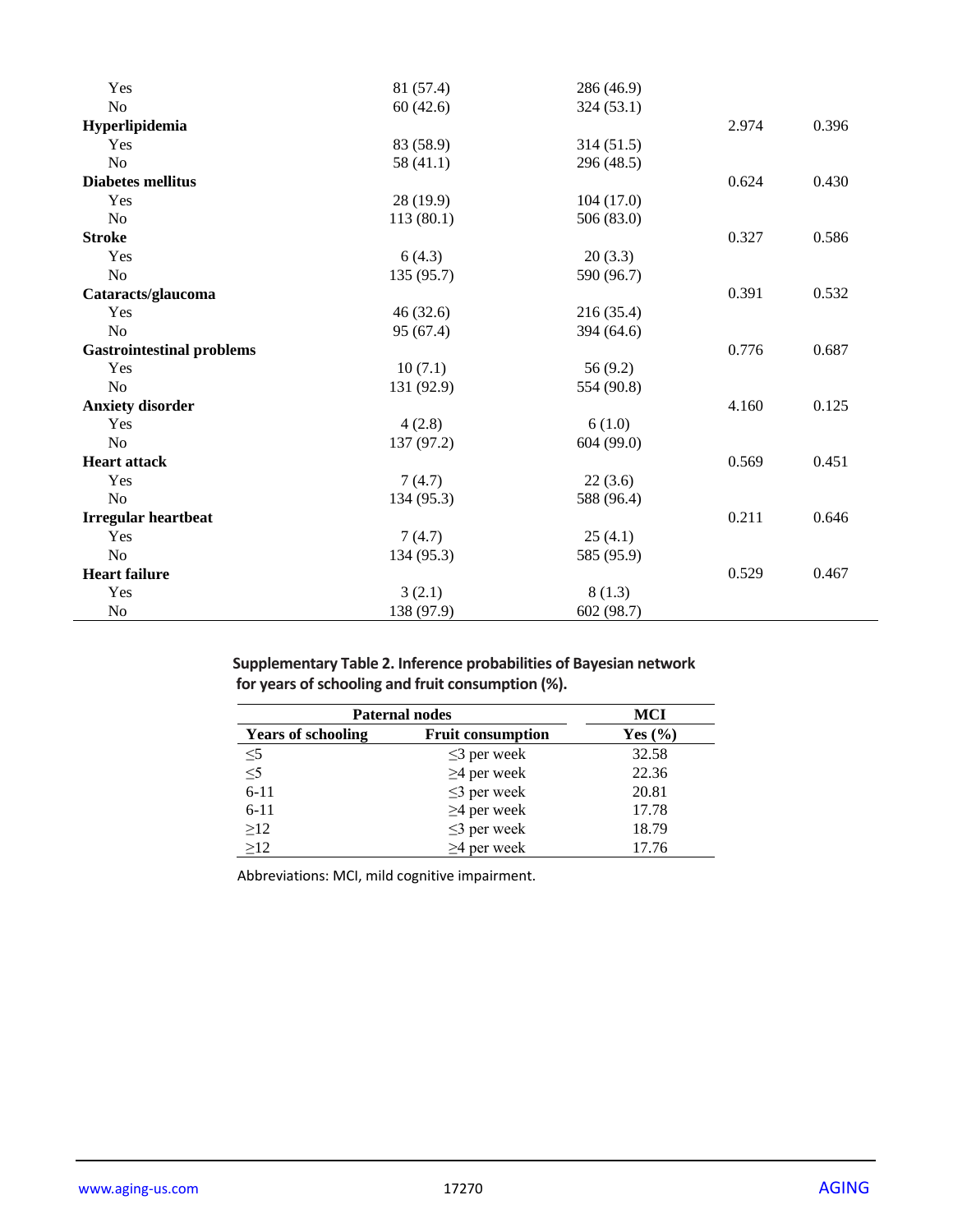| | | | | |
|---|---|---|---|---|
| Yes | 81 (57.4) | 286 (46.9) | | |
| No | 60 (42.6) | 324 (53.1) | | |
| **Hyperlipidemia** | | | 2.974 | 0.396 |
| Yes | 83 (58.9) | 314 (51.5) | | |
| No | 58 (41.1) | 296 (48.5) | | |
| **Diabetes mellitus** | | | 0.624 | 0.430 |
| Yes | 28 (19.9) | 104 (17.0) | | |
| No | 113 (80.1) | 506 (83.0) | | |
| **Stroke** | | | 0.327 | 0.586 |
| Yes | 6 (4.3) | 20 (3.3) | | |
| No | 135 (95.7) | 590 (96.7) | | |
| **Cataracts/glaucoma** | | | 0.391 | 0.532 |
| Yes | 46 (32.6) | 216 (35.4) | | |
| No | 95 (67.4) | 394 (64.6) | | |
| **Gastrointestinal problems** | | | 0.776 | 0.687 |
| Yes | 10 (7.1) | 56 (9.2) | | |
| No | 131 (92.9) | 554 (90.8) | | |
| **Anxiety disorder** | | | 4.160 | 0.125 |
| Yes | 4 (2.8) | 6 (1.0) | | |
| No | 137 (97.2) | 604 (99.0) | | |
| **Heart attack** | | | 0.569 | 0.451 |
| Yes | 7 (4.7) | 22 (3.6) | | |
| No | 134 (95.3) | 588 (96.4) | | |
| **Irregular heartbeat** | | | 0.211 | 0.646 |
| Yes | 7 (4.7) | 25 (4.1) | | |
| No | 134 (95.3) | 585 (95.9) | | |
| **Heart failure** | | | 0.529 | 0.467 |
| Yes | 3 (2.1) | 8 (1.3) | | |
| No | 138 (97.9) | 602 (98.7) | | |

**Supplementary Table 2. Inference probabilities of Bayesian network for years of schooling and fruit consumption (%).**

| Paternal nodes | | MCI |
|---|---|---|
| **Years of schooling** | **Fruit consumption** | **Yes (%)** |
| ≤5 | ≤3 per week | 32.58 |
| ≤5 | ≥4 per week | 22.36 |
| 6-11 | ≤3 per week | 20.81 |
| 6-11 | ≥4 per week | 17.78 |
| ≥12 | ≤3 per week | 18.79 |
| ≥12 | ≥4 per week | 17.76 |

Abbreviations: MCI, mild cognitive impairment.